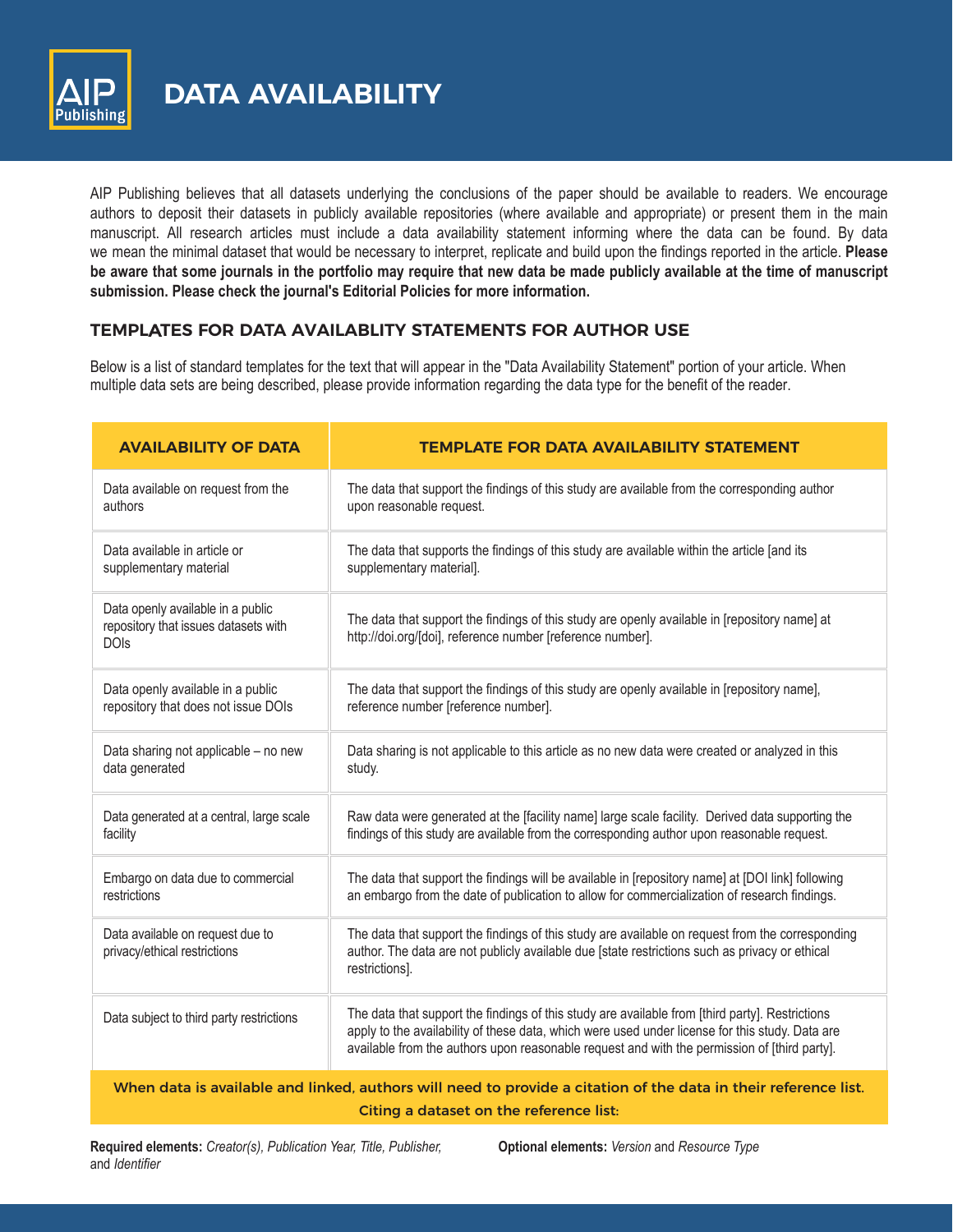# DATA AVAILABILITY

AIP Publishing believes that all datasets underlying the conclusions of the paper should be available to readers. We encourage authors to deposit their datasets in publicly available repositories (where available and appropriate) or present them in the main manuscript. All research articles must include a data availability statement informing where the data can be found. By data we mean the minimal dataset that would be necessary to interpret, replicate and build upon the findings reported in the article. **Please be aware that some journals in the portfolio may require that new data be made publicly available at the time of manuscript submission. Please check the journal's Editorial Policies for more information.**

## TEMPLATES FOR DATA AVAILABLITY STATEMENTS FOR AUTHOR USE

Below is a list of standard templates for the text that will appear in the "Data Availability Statement" portion of your article. When multiple data sets are being described, please provide information regarding the data type for the benefit of the reader.

| AVAILABILITY OF DATA | TEMPLATE FOR DATA AVAILABILITY STATEMENT |
|---|---|
| Data available on request from the authors | The data that support the findings of this study are available from the corresponding author upon reasonable request. |
| Data available in article or supplementary material | The data that supports the findings of this study are available within the article [and its supplementary material]. |
| Data openly available in a public repository that issues datasets with DOIs | The data that support the findings of this study are openly available in [repository name] at http://doi.org/[doi], reference number [reference number]. |
| Data openly available in a public repository that does not issue DOIs | The data that support the findings of this study are openly available in [repository name], reference number [reference number]. |
| Data sharing not applicable – no new data generated | Data sharing is not applicable to this article as no new data were created or analyzed in this study. |
| Data generated at a central, large scale facility | Raw data were generated at the [facility name] large scale facility. Derived data supporting the findings of this study are available from the corresponding author upon reasonable request. |
| Embargo on data due to commercial restrictions | The data that support the findings will be available in [repository name] at [DOI link] following an embargo from the date of publication to allow for commercialization of research findings. |
| Data available on request due to privacy/ethical restrictions | The data that support the findings of this study are available on request from the corresponding author. The data are not publicly available due [state restrictions such as privacy or ethical restrictions]. |
| Data subject to third party restrictions | The data that support the findings of this study are available from [third party]. Restrictions apply to the availability of these data, which were used under license for this study. Data are available from the authors upon reasonable request and with the permission of [third party]. |

**When data is available and linked, authors will need to provide a citation of the data in their reference list.**

**Citing a dataset on the reference list:**

**Required elements:** *Creator(s), Publication Year, Title, Publisher,* and *Identifier*

**Optional elements:** *Version* and *Resource Type*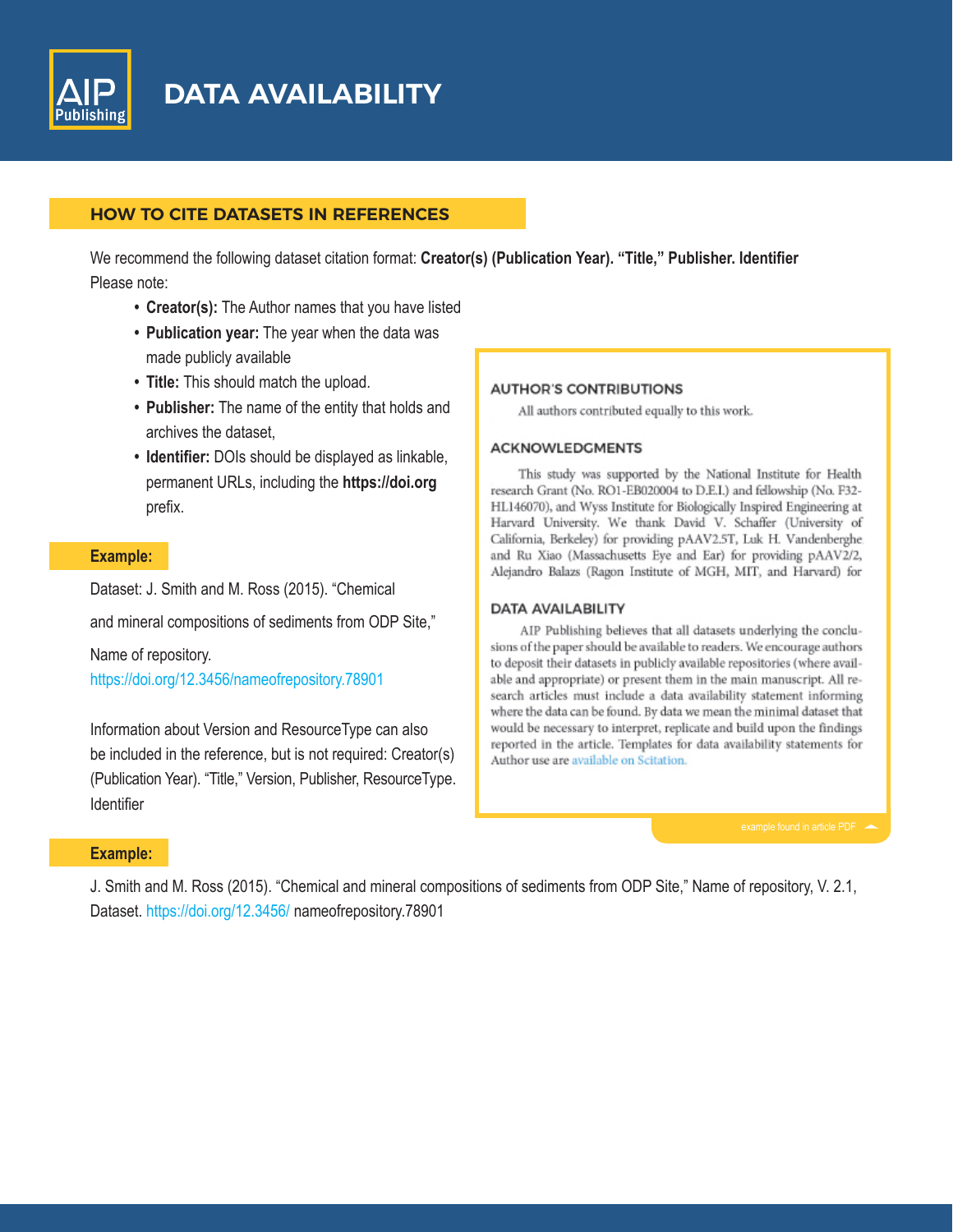# DATA AVAILABILITY

## HOW TO CITE DATASETS IN REFERENCES

We recommend the following dataset citation format: **Creator(s) (Publication Year). "Title," Publisher. Identifier**

Please note:

- **Creator(s):** The Author names that you have listed
- **Publication year:** The year when the data was made publicly available
- **Title:** This should match the upload.
- **Publisher:** The name of the entity that holds and archives the dataset,
- **Identifier:** DOIs should be displayed as linkable, permanent URLs, including the **https://doi.org** prefix.

**Example:**

Dataset: J. Smith and M. Ross (2015). "Chemical and mineral compositions of sediments from ODP Site," Name of repository. https://doi.org/12.3456/nameofrepository.78901

Information about Version and ResourceType can also be included in the reference, but is not required: Creator(s) (Publication Year). "Title," Version, Publisher, ResourceType. Identifier

**Example:**

J. Smith and M. Ross (2015). "Chemical and mineral compositions of sediments from ODP Site," Name of repository, V. 2.1, Dataset. https://doi.org/12.3456/ nameofrepository.78901

---

**AUTHOR'S CONTRIBUTIONS**

All authors contributed equally to this work.

**ACKNOWLEDGMENTS**

This study was supported by the National Institute for Health research Grant (No. RO1-EB020004 to D.E.I.) and fellowship (No. F32-HL146070), and Wyss Institute for Biologically Inspired Engineering at Harvard University. We thank David V. Schaffer (University of California, Berkeley) for providing pAAV2.5T, Luk H. Vandenberghe and Ru Xiao (Massachusetts Eye and Ear) for providing pAAV2/2, Alejandro Balazs (Ragon Institute of MGH, MIT, and Harvard) for

**DATA AVAILABILITY**

AIP Publishing believes that all datasets underlying the conclusions of the paper should be available to readers. We encourage authors to deposit their datasets in publicly available repositories (where available and appropriate) or present them in the main manuscript. All research articles must include a data availability statement informing where the data can be found. By data we mean the minimal dataset that would be necessary to interpret, replicate and build upon the findings reported in the article. Templates for data availability statements for Author use are available on Scitation.

example found in article PDF